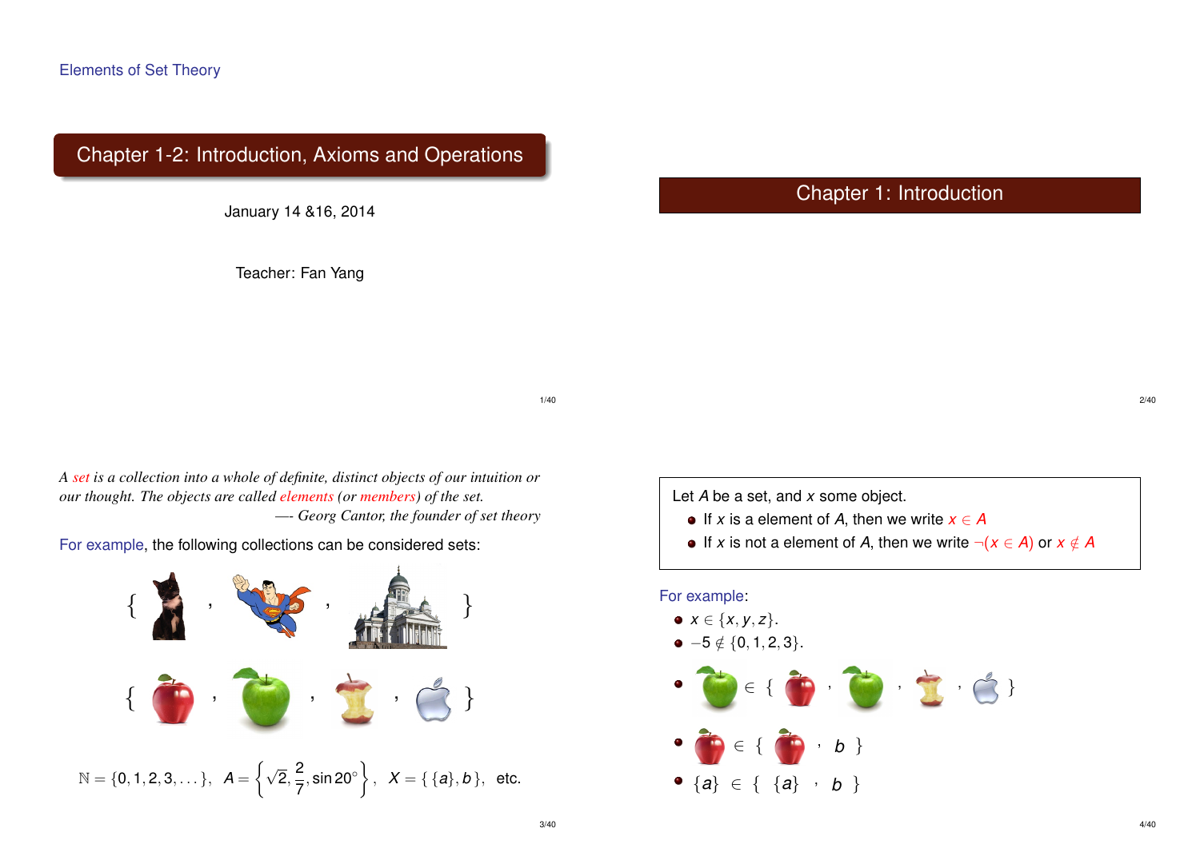Elements of Set Theory

# Chapter 1-2: Introduction, Axioms and Operations

January 14 &16, 2014

Teacher: Fan Yang

## Chapter 1: Introduction

*A set is a collection into a whole of definite, distinct objects of our intuition or our thought. The objects are called elements (or members) of the set.*
*—- Georg Cantor, the founder of set theory*

For example, the following collections can be considered sets:

$\{$ , , $\}$

$\{$ , , , $\}$

$\mathbb{N} = \{0, 1, 2, 3, \dots\}$, $A = \left\{\sqrt{2}, \frac{2}{7}, \sin 20^\circ\right\}$, $X = \{\{a\}, b\}$, etc.

Let $A$ be a set, and $x$ some object.

- If $x$ is a element of $A$, then we write $x \in A$
- If $x$ is not a element of $A$, then we write $\neg(x \in A)$ or $x \notin A$

For example:

- $x \in \{x, y, z\}$.
- $-5 \notin \{0, 1, 2, 3\}$.
- $\in \{$ , , , $\}$
- $\in \{$ , $b$ $\}$
- $\{a\} \in \{\{a\}, b\}$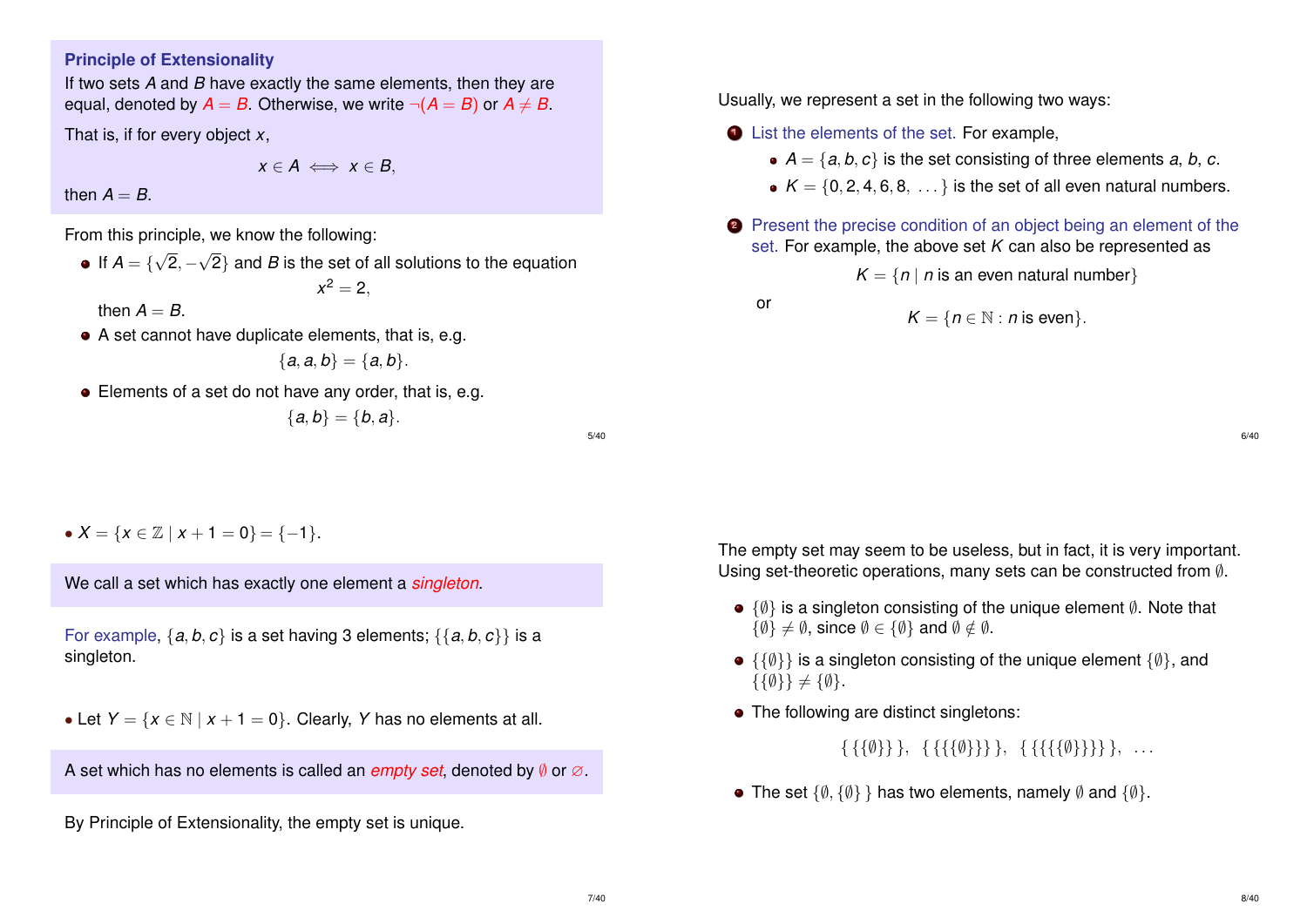**Principle of Extensionality**

If two sets $A$ and $B$ have exactly the same elements, then they are equal, denoted by $A = B$. Otherwise, we write $\neg(A = B)$ or $A \neq B$.

That is, if for every object $x$,

$$x \in A \iff x \in B,$$

then $A = B$.

From this principle, we know the following:

- If $A = \{\sqrt{2}, -\sqrt{2}\}$ and $B$ is the set of all solutions to the equation
$$x^2 = 2,$$
then $A = B$.
- A set cannot have duplicate elements, that is, e.g.
$$\{a, a, b\} = \{a, b\}.$$
- Elements of a set do not have any order, that is, e.g.
$$\{a, b\} = \{b, a\}.$$

Usually, we represent a set in the following two ways:

1. List the elements of the set. For example,
   - $A = \{a, b, c\}$ is the set consisting of three elements $a$, $b$, $c$.
   - $K = \{0, 2, 4, 6, 8, \ldots\}$ is the set of all even natural numbers.
2. Present the precise condition of an object being an element of the set. For example, the above set $K$ can also be represented as
$$K = \{n \mid n \text{ is an even natural number}\}$$
or
$$K = \{n \in \mathbb{N} : n \text{ is even}\}.$$

- $X = \{x \in \mathbb{Z} \mid x + 1 = 0\} = \{-1\}$.

We call a set which has exactly one element a *singleton*.

For example, $\{a, b, c\}$ is a set having 3 elements; $\{\{a, b, c\}\}$ is a singleton.

- Let $Y = \{x \in \mathbb{N} \mid x + 1 = 0\}$. Clearly, $Y$ has no elements at all.

A set which has no elements is called an *empty set*, denoted by $\emptyset$ or $\varnothing$.

By Principle of Extensionality, the empty set is unique.

The empty set may seem to be useless, but in fact, it is very important. Using set-theoretic operations, many sets can be constructed from $\emptyset$.

- $\{\emptyset\}$ is a singleton consisting of the unique element $\emptyset$. Note that $\{\emptyset\} \neq \emptyset$, since $\emptyset \in \{\emptyset\}$ and $\emptyset \notin \emptyset$.
- $\{\{\emptyset\}\}$ is a singleton consisting of the unique element $\{\emptyset\}$, and $\{\{\emptyset\}\} \neq \{\emptyset\}$.
- The following are distinct singletons:
$$\{\{\{\emptyset\}\}\}, \ \{\{\{\{\emptyset\}\}\}\}, \ \{\{\{\{\{\emptyset\}\}\}\}\}, \ \ldots$$
- The set $\{\emptyset, \{\emptyset\}\}$ has two elements, namely $\emptyset$ and $\{\emptyset\}$.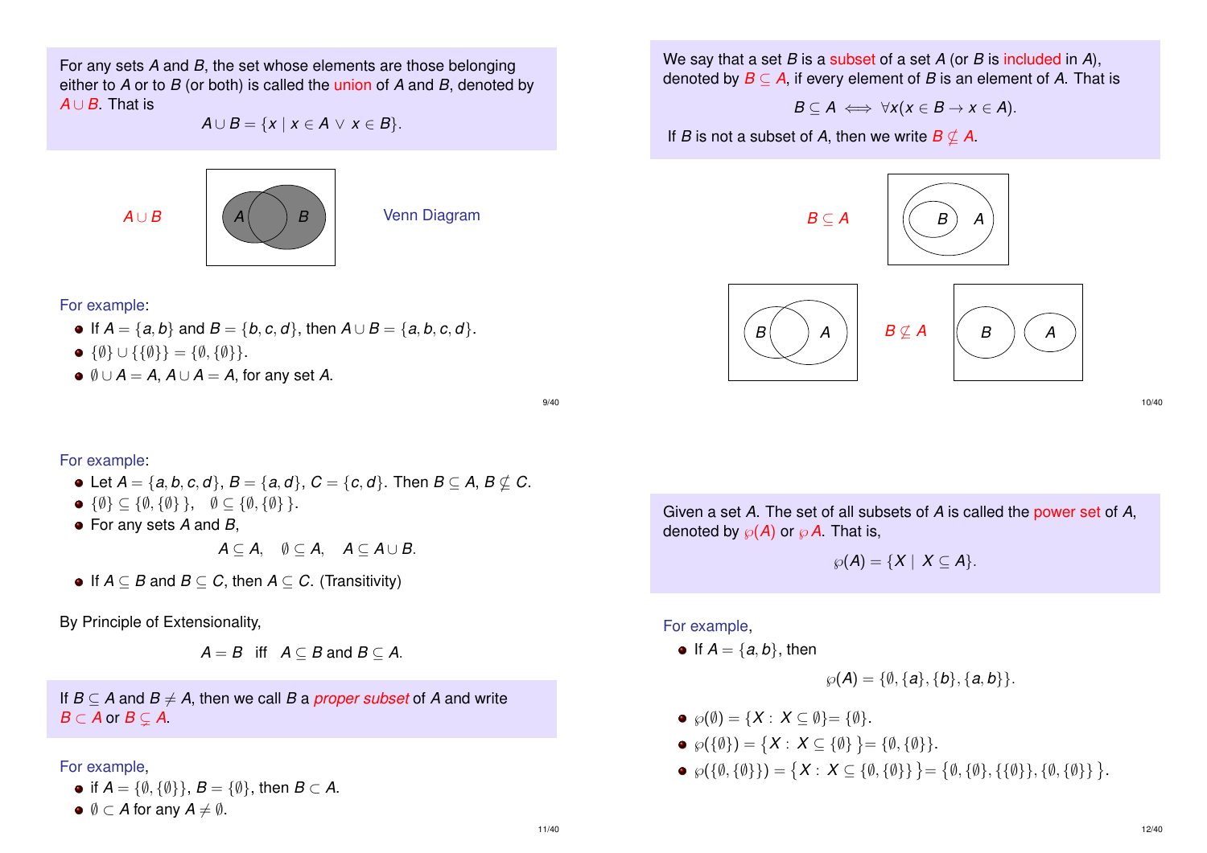For any sets $A$ and $B$, the set whose elements are those belonging either to $A$ or to $B$ (or both) is called the union of $A$ and $B$, denoted by $A \cup B$. That is

$$A \cup B = \{x \mid x \in A \lor x \in B\}.$$

$A \cup B$ Venn Diagram

For example:

- If $A = \{a, b\}$ and $B = \{b, c, d\}$, then $A \cup B = \{a, b, c, d\}$.
- $\{\emptyset\} \cup \{\{\emptyset\}\} = \{\emptyset, \{\emptyset\}\}$.
- $\emptyset \cup A = A$, $A \cup A = A$, for any set $A$.

We say that a set $B$ is a subset of a set $A$ (or $B$ is included in $A$), denoted by $B \subseteq A$, if every element of $B$ is an element of $A$. That is

$$B \subseteq A \iff \forall x(x \in B \to x \in A).$$

If $B$ is not a subset of $A$, then we write $B \nsubseteq A$.

$B \subseteq A$

$B \nsubseteq A$

For example:

- Let $A = \{a, b, c, d\}$, $B = \{a, d\}$, $C = \{c, d\}$. Then $B \subseteq A$, $B \nsubseteq C$.
- $\{\emptyset\} \subseteq \{\emptyset, \{\emptyset\}\}$, $\quad \emptyset \subseteq \{\emptyset, \{\emptyset\}\}$.
- For any sets $A$ and $B$,

$$A \subseteq A, \quad \emptyset \subseteq A, \quad A \subseteq A \cup B.$$

- If $A \subseteq B$ and $B \subseteq C$, then $A \subseteq C$. (Transitivity)

By Principle of Extensionality,

$$A = B \quad \text{iff} \quad A \subseteq B \text{ and } B \subseteq A.$$

If $B \subseteq A$ and $B \neq A$, then we call $B$ a *proper subset* of $A$ and write $B \subset A$ or $B \subsetneq A$.

For example,

- if $A = \{\emptyset, \{\emptyset\}\}$, $B = \{\emptyset\}$, then $B \subset A$.
- $\emptyset \subset A$ for any $A \neq \emptyset$.

Given a set $A$. The set of all subsets of $A$ is called the power set of $A$, denoted by $\wp(A)$ or $\wp A$. That is,

$$\wp(A) = \{X \mid X \subseteq A\}.$$

For example,

- If $A = \{a, b\}$, then

$$\wp(A) = \{\emptyset, \{a\}, \{b\}, \{a, b\}\}.$$

- $\wp(\emptyset) = \{X : X \subseteq \emptyset\} = \{\emptyset\}$.
- $\wp(\{\emptyset\}) = \{X : X \subseteq \{\emptyset\}\} = \{\emptyset, \{\emptyset\}\}$.
- $\wp(\{\emptyset, \{\emptyset\}\}) = \{X : X \subseteq \{\emptyset, \{\emptyset\}\}\} = \{\emptyset, \{\emptyset\}, \{\{\emptyset\}\}, \{\emptyset, \{\emptyset\}\}\}$.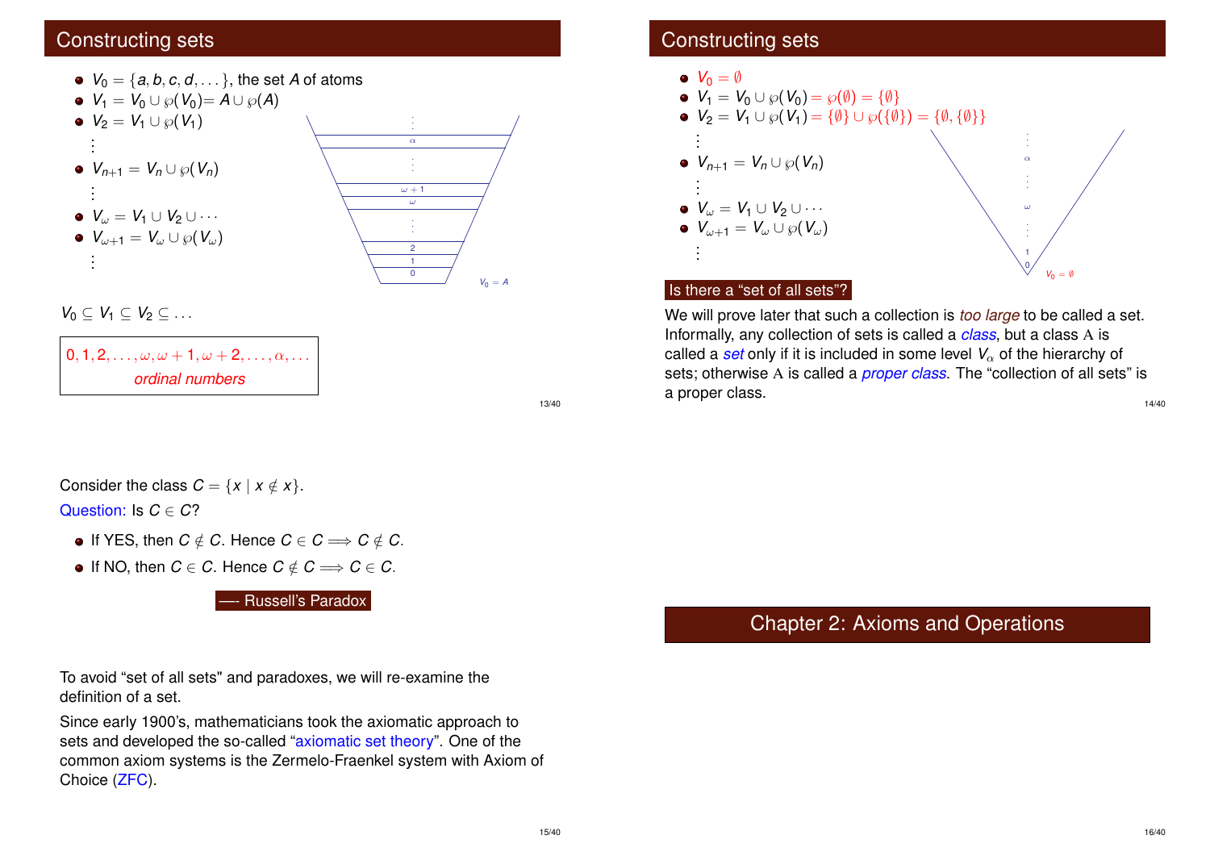## Constructing sets

- $V_0 = \{a, b, c, d, \dots\}$, the set $A$ of atoms
- $V_1 = V_0 \cup \wp(V_0) = A \cup \wp(A)$
- $V_2 = V_1 \cup \wp(V_1)$

  $\vdots$
- $V_{n+1} = V_n \cup \wp(V_n)$

  $\vdots$
- $V_\omega = V_1 \cup V_2 \cup \cdots$
- $V_{\omega+1} = V_\omega \cup \wp(V_\omega)$

  $\vdots$

$\vdots$, $\alpha$, $\vdots$, $\omega+1$, $\omega$, $\vdots$, $2$, $1$, $0$, $V_0 = A$

$V_0 \subseteq V_1 \subseteq V_2 \subseteq \dots$

$0, 1, 2, \dots, \omega, \omega+1, \omega+2, \dots, \alpha, \dots$

*ordinal numbers*

## Constructing sets

- $V_0 = \emptyset$
- $V_1 = V_0 \cup \wp(V_0) = \wp(\emptyset) = \{\emptyset\}$
- $V_2 = V_1 \cup \wp(V_1) = \{\emptyset\} \cup \wp(\{\emptyset\}) = \{\emptyset, \{\emptyset\}\}$

  $\vdots$
- $V_{n+1} = V_n \cup \wp(V_n)$

  $\vdots$
- $V_\omega = V_1 \cup V_2 \cup \cdots$
- $V_{\omega+1} = V_\omega \cup \wp(V_\omega)$

  $\vdots$

$\vdots$, $\alpha$, $\vdots$, $\omega$, $\vdots$, $1$, $0$, $V_0 = \emptyset$

**Is there a "set of all sets"?**

We will prove later that such a collection is *too large* to be called a set. Informally, any collection of sets is called a *class*, but a class $\mathrm{A}$ is called a *set* only if it is included in some level $V_\alpha$ of the hierarchy of sets; otherwise $\mathrm{A}$ is called a *proper class*. The "collection of all sets" is a proper class.

Consider the class $C = \{x \mid x \notin x\}$.

Question: Is $C \in C$?

- If YES, then $C \notin C$. Hence $C \in C \Longrightarrow C \notin C$.
- If NO, then $C \in C$. Hence $C \notin C \Longrightarrow C \in C$.

—- Russell's Paradox

To avoid "set of all sets" and paradoxes, we will re-examine the definition of a set.

Since early 1900's, mathematicians took the axiomatic approach to sets and developed the so-called "axiomatic set theory". One of the common axiom systems is the Zermelo-Fraenkel system with Axiom of Choice (ZFC).

# Chapter 2: Axioms and Operations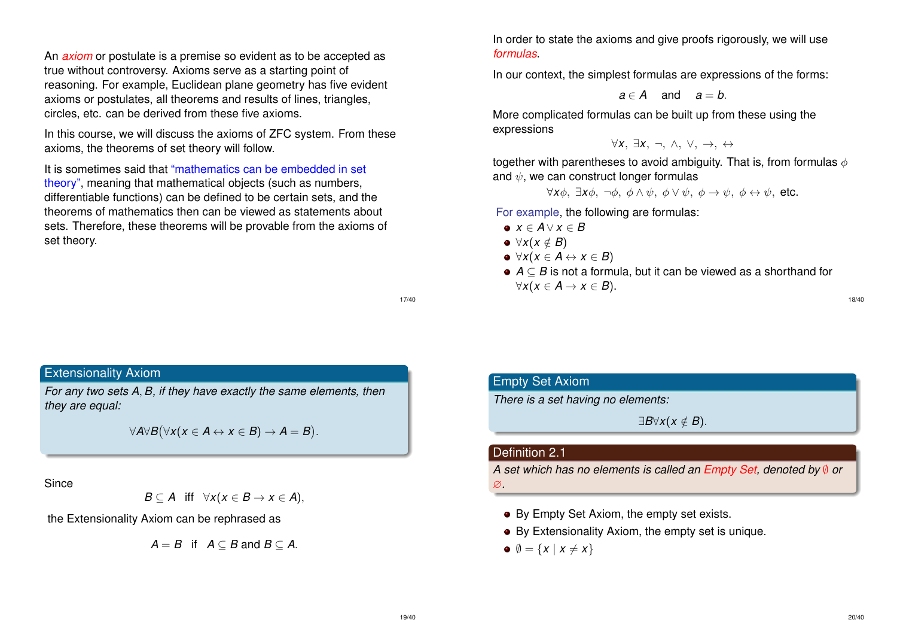An *axiom* or postulate is a premise so evident as to be accepted as true without controversy. Axioms serve as a starting point of reasoning. For example, Euclidean plane geometry has five evident axioms or postulates, all theorems and results of lines, triangles, circles, etc. can be derived from these five axioms.

In this course, we will discuss the axioms of ZFC system. From these axioms, the theorems of set theory will follow.

It is sometimes said that "mathematics can be embedded in set theory", meaning that mathematical objects (such as numbers, differentiable functions) can be defined to be certain sets, and the theorems of mathematics then can be viewed as statements about sets. Therefore, these theorems will be provable from the axioms of set theory.

In order to state the axioms and give proofs rigorously, we will use *formulas*.

In our context, the simplest formulas are expressions of the forms:

$$a \in A \quad \text{and} \quad a = b.$$

More complicated formulas can be built up from these using the expressions

$$\forall x, \ \exists x, \ \neg, \ \wedge, \ \vee, \ \to, \ \leftrightarrow$$

together with parentheses to avoid ambiguity. That is, from formulas $\phi$ and $\psi$, we can construct longer formulas

$$\forall x\phi, \ \exists x\phi, \ \neg\phi, \ \phi \wedge \psi, \ \phi \vee \psi, \ \phi \to \psi, \ \phi \leftrightarrow \psi, \text{ etc.}$$

For example, the following are formulas:

- $x \in A \vee x \in B$
- $\forall x(x \notin B)$
- $\forall x(x \in A \leftrightarrow x \in B)$
- $A \subseteq B$ is not a formula, but it can be viewed as a shorthand for $\forall x(x \in A \to x \in B)$.

## Extensionality Axiom

*For any two sets $A, B$, if they have exactly the same elements, then they are equal:*

$$\forall A \forall B \big(\forall x(x \in A \leftrightarrow x \in B) \to A = B\big).$$

Since

$$B \subseteq A \ \text{ iff } \ \forall x(x \in B \to x \in A),$$

the Extensionality Axiom can be rephrased as

$$A = B \ \text{ if } \ A \subseteq B \text{ and } B \subseteq A.$$

## Empty Set Axiom

*There is a set having no elements:*

$$\exists B \forall x(x \notin B).$$

## Definition 2.1

*A set which has no elements is called an Empty Set, denoted by $\emptyset$ or $\varnothing$.*

- By Empty Set Axiom, the empty set exists.
- By Extensionality Axiom, the empty set is unique.
- $\emptyset = \{x \mid x \neq x\}$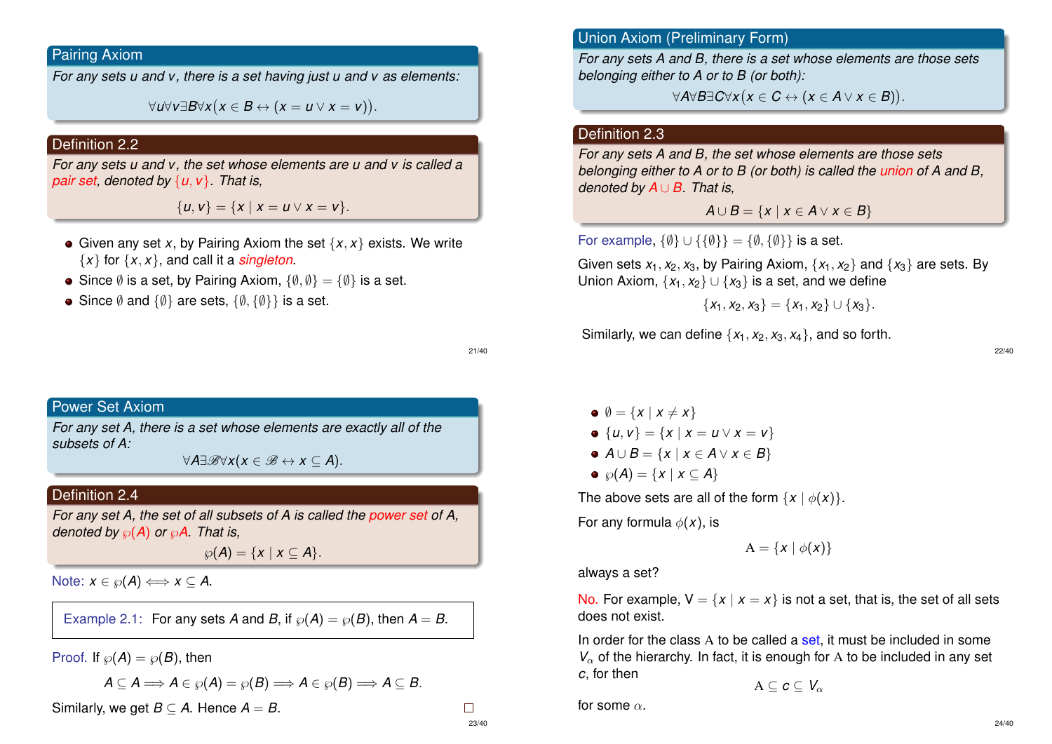### Pairing Axiom

*For any sets u and v, there is a set having just u and v as elements:*

$$\forall u \forall v \exists B \forall x \big(x \in B \leftrightarrow (x = u \vee x = v)\big).$$

### Definition 2.2

*For any sets u and v, the set whose elements are u and v is called a pair set, denoted by $\{u, v\}$. That is,*

$$\{u, v\} = \{x \mid x = u \vee x = v\}.$$

- Given any set $x$, by Pairing Axiom the set $\{x, x\}$ exists. We write $\{x\}$ for $\{x, x\}$, and call it a *singleton*.
- Since $\emptyset$ is a set, by Pairing Axiom, $\{\emptyset, \emptyset\} = \{\emptyset\}$ is a set.
- Since $\emptyset$ and $\{\emptyset\}$ are sets, $\{\emptyset, \{\emptyset\}\}$ is a set.

### Union Axiom (Preliminary Form)

*For any sets A and B, there is a set whose elements are those sets belonging either to A or to B (or both):*

$$\forall A \forall B \exists C \forall x \big(x \in C \leftrightarrow (x \in A \vee x \in B)\big).$$

### Definition 2.3

*For any sets A and B, the set whose elements are those sets belonging either to A or to B (or both) is called the union of A and B, denoted by $A \cup B$. That is,*

$$A \cup B = \{x \mid x \in A \vee x \in B\}$$

For example, $\{\emptyset\} \cup \{\{\emptyset\}\} = \{\emptyset, \{\emptyset\}\}$ is a set.

Given sets $x_1, x_2, x_3$, by Pairing Axiom, $\{x_1, x_2\}$ and $\{x_3\}$ are sets. By Union Axiom, $\{x_1, x_2\} \cup \{x_3\}$ is a set, and we define

$$\{x_1, x_2, x_3\} = \{x_1, x_2\} \cup \{x_3\}.$$

Similarly, we can define $\{x_1, x_2, x_3, x_4\}$, and so forth.

### Power Set Axiom

*For any set A, there is a set whose elements are exactly all of the subsets of A:*

$$\forall A \exists \mathscr{B} \forall x (x \in \mathscr{B} \leftrightarrow x \subseteq A).$$

### Definition 2.4

*For any set A, the set of all subsets of A is called the power set of A, denoted by $\wp(A)$ or $\wp A$. That is,*

$$\wp(A) = \{x \mid x \subseteq A\}.$$

Note: $x \in \wp(A) \iff x \subseteq A$.

> Example 2.1: For any sets $A$ and $B$, if $\wp(A) = \wp(B)$, then $A = B$.

Proof. If $\wp(A) = \wp(B)$, then

$$A \subseteq A \Longrightarrow A \in \wp(A) = \wp(B) \Longrightarrow A \in \wp(B) \Longrightarrow A \subseteq B.$$

Similarly, we get $B \subseteq A$. Hence $A = B$. □

- $\emptyset = \{x \mid x \neq x\}$
- $\{u, v\} = \{x \mid x = u \vee x = v\}$
- $A \cup B = \{x \mid x \in A \vee x \in B\}$
- $\wp(A) = \{x \mid x \subseteq A\}$

The above sets are all of the form $\{x \mid \phi(x)\}$.

For any formula $\phi(x)$, is

$$\mathrm{A} = \{x \mid \phi(x)\}$$

always a set?

No. For example, $\mathrm{V} = \{x \mid x = x\}$ is not a set, that is, the set of all sets does not exist.

In order for the class $\mathrm{A}$ to be called a set, it must be included in some $V_\alpha$ of the hierarchy. In fact, it is enough for $\mathrm{A}$ to be included in any set $c$, for then

$$\mathrm{A} \subseteq c \subseteq V_\alpha$$

for some $\alpha$.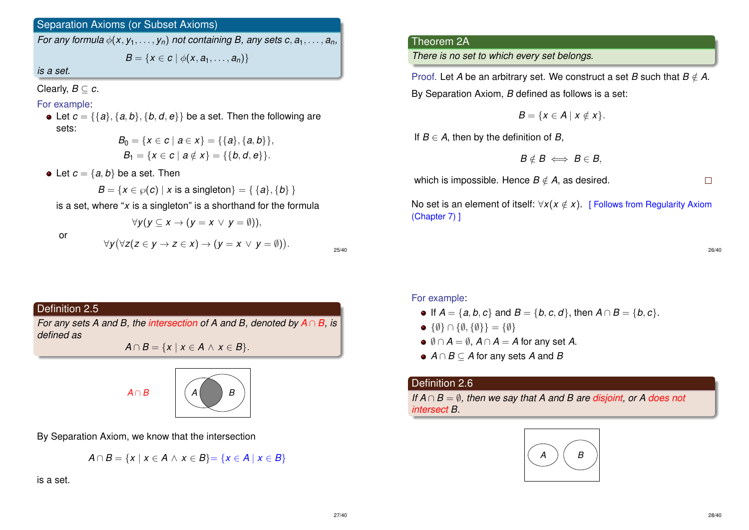## Separation Axioms (or Subset Axioms)

*For any formula $\phi(x, y_1, \ldots, y_n)$ not containing $B$, any sets $c, a_1, \ldots, a_n$,*

$$B = \{x \in c \mid \phi(x, a_1, \ldots, a_n)\}$$

*is a set.*

Clearly, $B \subseteq c$.

For example:

- Let $c = \{\{a\}, \{a, b\}, \{b, d, e\}\}$ be a set. Then the following are sets:

$$B_0 = \{x \in c \mid a \in x\} = \{\{a\}, \{a, b\}\},$$
$$B_1 = \{x \in c \mid a \notin x\} = \{\{b, d, e\}\}.$$

- Let $c = \{a, b\}$ be a set. Then

$$B = \{x \in \wp(c) \mid x \text{ is a singleton}\} = \{\{a\}, \{b\}\}$$

is a set, where "$x$ is a singleton" is a shorthand for the formula

$$\forall y(y \subseteq x \rightarrow (y = x \lor y = \emptyset)),$$

or

$$\forall y(\forall z(z \in y \rightarrow z \in x) \rightarrow (y = x \lor y = \emptyset)).$$

## Theorem 2A

*There is no set to which every set belongs.*

Proof. Let $A$ be an arbitrary set. We construct a set $B$ such that $B \notin A$.

By Separation Axiom, $B$ defined as follows is a set:

$$B = \{x \in A \mid x \notin x\}.$$

If $B \in A$, then by the definition of $B$,

$$B \notin B \iff B \in B,$$

which is impossible. Hence $B \notin A$, as desired. □

No set is an element of itself: $\forall x(x \notin x)$. [ Follows from Regularity Axiom (Chapter 7) ]

## Definition 2.5

*For any sets $A$ and $B$, the intersection of $A$ and $B$, denoted by $A \cap B$, is defined as*

$$A \cap B = \{x \mid x \in A \land x \in B\}.$$

$A \cap B$

By Separation Axiom, we know that the intersection

$$A \cap B = \{x \mid x \in A \land x \in B\} = \{x \in A \mid x \in B\}$$

is a set.

For example:

- If $A = \{a, b, c\}$ and $B = \{b, c, d\}$, then $A \cap B = \{b, c\}$.
- $\{\emptyset\} \cap \{\emptyset, \{\emptyset\}\} = \{\emptyset\}$
- $\emptyset \cap A = \emptyset$, $A \cap A = A$ for any set $A$.
- $A \cap B \subseteq A$ for any sets $A$ and $B$

## Definition 2.6

*If $A \cap B = \emptyset$, then we say that $A$ and $B$ are disjoint, or $A$ does not intersect $B$.*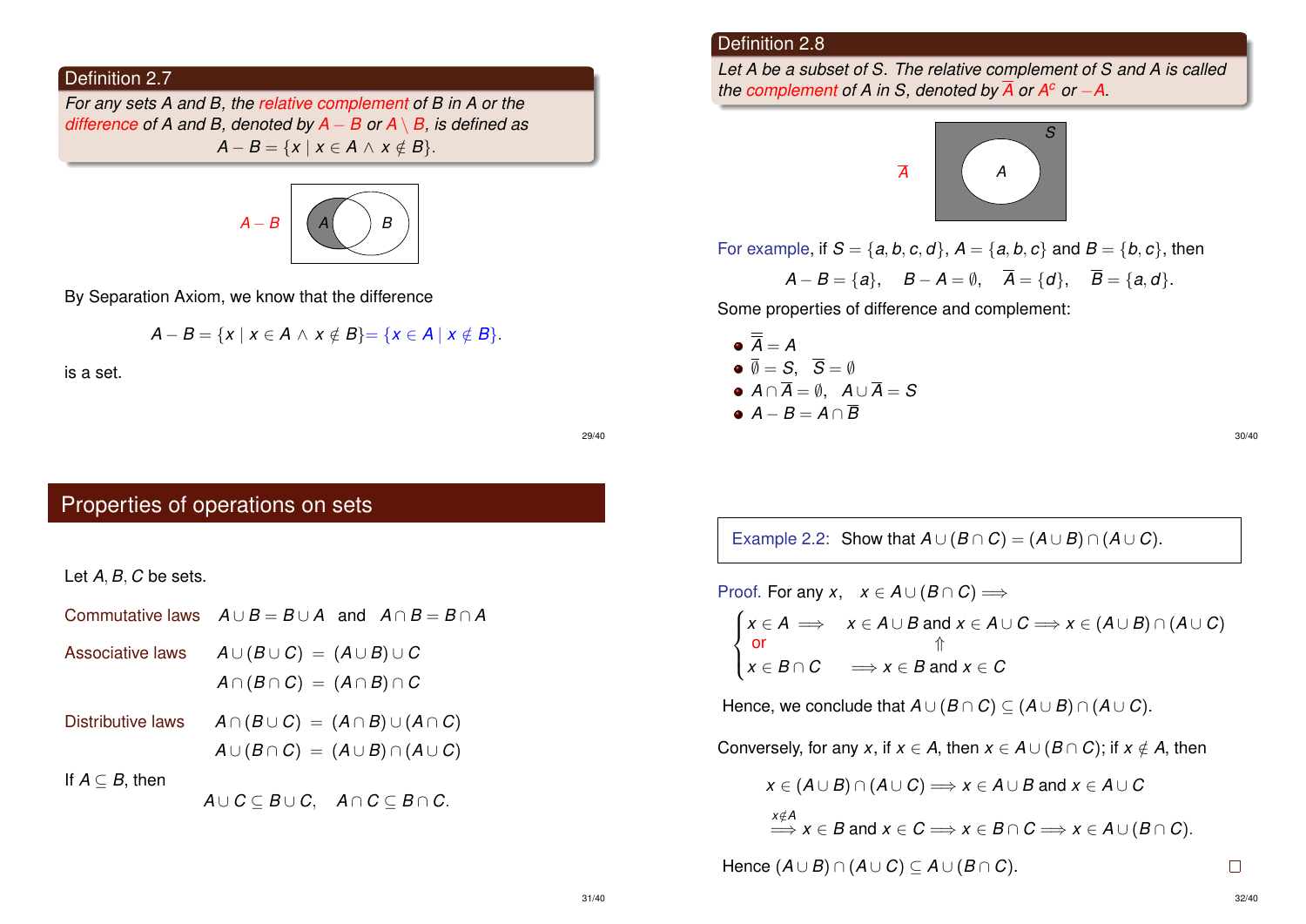**Definition 2.7**

*For any sets A and B, the relative complement of B in A or the difference of A and B, denoted by $A - B$ or $A \setminus B$, is defined as*

$$A - B = \{x \mid x \in A \land x \notin B\}.$$

$A - B$

By Separation Axiom, we know that the difference

$$A - B = \{x \mid x \in A \land x \notin B\} = \{x \in A \mid x \notin B\}.$$

is a set.

**Definition 2.8**

*Let A be a subset of S. The relative complement of S and A is called the complement of A in S, denoted by $\overline{A}$ or $A^c$ or $-A$.*

$\overline{A}$

For example, if $S = \{a, b, c, d\}$, $A = \{a, b, c\}$ and $B = \{b, c\}$, then

$$A - B = \{a\}, \quad B - A = \emptyset, \quad \overline{A} = \{d\}, \quad \overline{B} = \{a, d\}.$$

Some properties of difference and complement:

- $\overline{\overline{A}} = A$
- $\overline{\emptyset} = S, \quad \overline{S} = \emptyset$
- $A \cap \overline{A} = \emptyset, \quad A \cup \overline{A} = S$
- $A - B = A \cap \overline{B}$

## Properties of operations on sets

Let $A, B, C$ be sets.

Commutative laws $\quad A \cup B = B \cup A \quad$ and $\quad A \cap B = B \cap A$

Associative laws

$$A \cup (B \cup C) = (A \cup B) \cup C$$
$$A \cap (B \cap C) = (A \cap B) \cap C$$

Distributive laws

$$A \cap (B \cup C) = (A \cap B) \cup (A \cap C)$$
$$A \cup (B \cap C) = (A \cup B) \cap (A \cup C)$$

If $A \subseteq B$, then

$$A \cup C \subseteq B \cup C, \quad A \cap C \subseteq B \cap C.$$

Example 2.2: Show that $A \cup (B \cap C) = (A \cup B) \cap (A \cup C)$.

Proof. For any $x$, $\quad x \in A \cup (B \cap C) \implies$

$$\begin{cases} x \in A \implies & x \in A \cup B \text{ and } x \in A \cup C \implies x \in (A \cup B) \cap (A \cup C) \\ \text{or} & \Uparrow \\ x \in B \cap C & \implies x \in B \text{ and } x \in C \end{cases}$$

Hence, we conclude that $A \cup (B \cap C) \subseteq (A \cup B) \cap (A \cup C)$.

Conversely, for any $x$, if $x \in A$, then $x \in A \cup (B \cap C)$; if $x \notin A$, then

$$x \in (A \cup B) \cap (A \cup C) \implies x \in A \cup B \text{ and } x \in A \cup C$$

$$\overset{x \notin A}{\implies} x \in B \text{ and } x \in C \implies x \in B \cap C \implies x \in A \cup (B \cap C).$$

Hence $(A \cup B) \cap (A \cup C) \subseteq A \cup (B \cap C)$. $\square$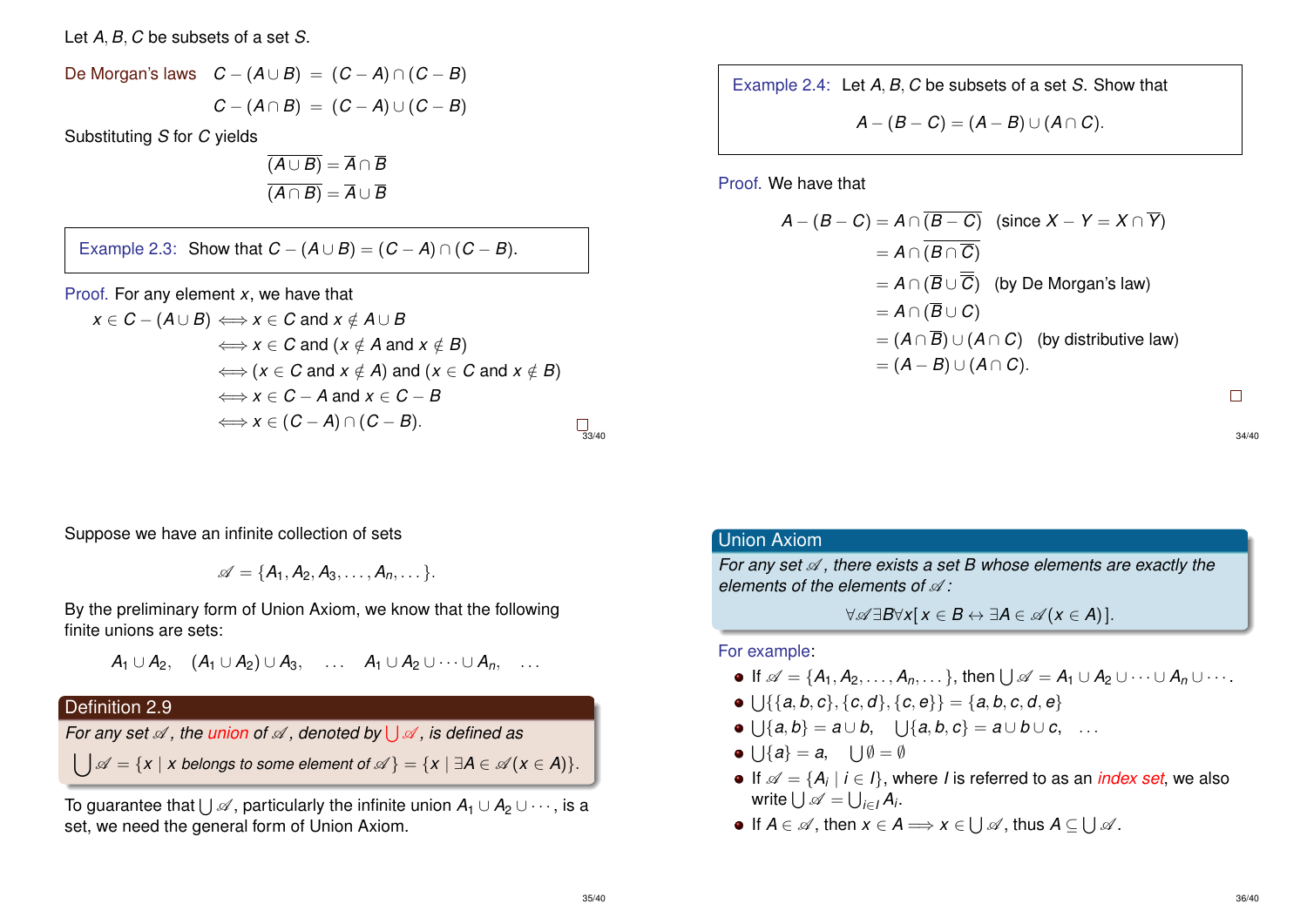Let $A, B, C$ be subsets of a set $S$.

De Morgan's laws

$$C - (A \cup B) = (C - A) \cap (C - B)$$
$$C - (A \cap B) = (C - A) \cup (C - B)$$

Substituting $S$ for $C$ yields

$$\overline{(A \cup B)} = \overline{A} \cap \overline{B}$$
$$\overline{(A \cap B)} = \overline{A} \cup \overline{B}$$

**Example 2.3:** Show that $C - (A \cup B) = (C - A) \cap (C - B)$.

*Proof.* For any element $x$, we have that

$$\begin{aligned}
x \in C - (A \cup B) &\iff x \in C \text{ and } x \notin A \cup B \\
&\iff x \in C \text{ and } (x \notin A \text{ and } x \notin B) \\
&\iff (x \in C \text{ and } x \notin A) \text{ and } (x \in C \text{ and } x \notin B) \\
&\iff x \in C - A \text{ and } x \in C - B \\
&\iff x \in (C - A) \cap (C - B).
\end{aligned}$$

□

**Example 2.4:** Let $A, B, C$ be subsets of a set $S$. Show that

$$A - (B - C) = (A - B) \cup (A \cap C).$$

*Proof.* We have that

$$\begin{aligned}
A - (B - C) &= A \cap \overline{(B - C)} \quad (\text{since } X - Y = X \cap \overline{Y}) \\
&= A \cap \overline{(B \cap \overline{C})} \\
&= A \cap (\overline{B} \cup \overline{\overline{C}}) \quad (\text{by De Morgan's law}) \\
&= A \cap (\overline{B} \cup C) \\
&= (A \cap \overline{B}) \cup (A \cap C) \quad (\text{by distributive law}) \\
&= (A - B) \cup (A \cap C).
\end{aligned}$$

□

Suppose we have an infinite collection of sets

$$\mathscr{A} = \{A_1, A_2, A_3, \ldots, A_n, \ldots\}.$$

By the preliminary form of Union Axiom, we know that the following finite unions are sets:

$$A_1 \cup A_2, \quad (A_1 \cup A_2) \cup A_3, \quad \ldots \quad A_1 \cup A_2 \cup \cdots \cup A_n, \quad \ldots$$

**Definition 2.9**

*For any set $\mathscr{A}$, the union of $\mathscr{A}$, denoted by $\bigcup \mathscr{A}$, is defined as*

$$\bigcup \mathscr{A} = \{x \mid x \text{ belongs to some element of } \mathscr{A}\} = \{x \mid \exists A \in \mathscr{A}(x \in A)\}.$$

To guarantee that $\bigcup \mathscr{A}$, particularly the infinite union $A_1 \cup A_2 \cup \cdots$, is a set, we need the general form of Union Axiom.

**Union Axiom**

*For any set $\mathscr{A}$, there exists a set $B$ whose elements are exactly the elements of the elements of $\mathscr{A}$:*

$$\forall \mathscr{A} \exists B \forall x [x \in B \leftrightarrow \exists A \in \mathscr{A}(x \in A)].$$

For example:

- If $\mathscr{A} = \{A_1, A_2, \ldots, A_n, \ldots\}$, then $\bigcup \mathscr{A} = A_1 \cup A_2 \cup \cdots \cup A_n \cup \cdots$.
- $\bigcup\{\{a, b, c\}, \{c, d\}, \{c, e\}\} = \{a, b, c, d, e\}$
- $\bigcup\{a, b\} = a \cup b, \quad \bigcup\{a, b, c\} = a \cup b \cup c, \quad \ldots$
- $\bigcup\{a\} = a, \quad \bigcup \emptyset = \emptyset$
- If $\mathscr{A} = \{A_i \mid i \in I\}$, where $I$ is referred to as an *index set*, we also write $\bigcup \mathscr{A} = \bigcup_{i \in I} A_i$.
- If $A \in \mathscr{A}$, then $x \in A \implies x \in \bigcup \mathscr{A}$, thus $A \subseteq \bigcup \mathscr{A}$.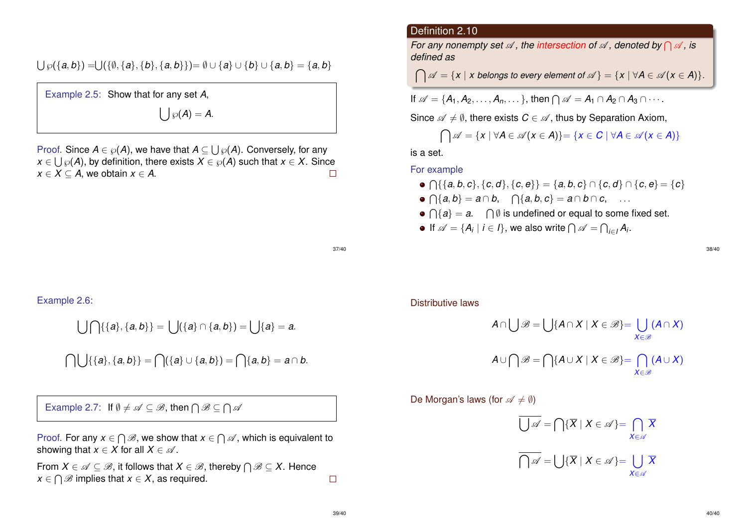$$\bigcup \wp(\{a,b\}) = \bigcup(\{\emptyset, \{a\}, \{b\}, \{a,b\}\}) = \emptyset \cup \{a\} \cup \{b\} \cup \{a,b\} = \{a,b\}$$

**Example 2.5:** Show that for any set $A$,

$$\bigcup \wp(A) = A.$$

*Proof.* Since $A \in \wp(A)$, we have that $A \subseteq \bigcup \wp(A)$. Conversely, for any $x \in \bigcup \wp(A)$, by definition, there exists $X \in \wp(A)$ such that $x \in X$. Since $x \in X \subseteq A$, we obtain $x \in A$. □

### Definition 2.10

*For any nonempty set $\mathscr{A}$, the intersection of $\mathscr{A}$, denoted by $\bigcap \mathscr{A}$, is defined as*

$$\bigcap \mathscr{A} = \{x \mid x \text{ belongs to every element of } \mathscr{A}\} = \{x \mid \forall A \in \mathscr{A}(x \in A)\}.$$

If $\mathscr{A} = \{A_1, A_2, \ldots, A_n, \ldots\}$, then $\bigcap \mathscr{A} = A_1 \cap A_2 \cap A_3 \cap \cdots$.

Since $\mathscr{A} \neq \emptyset$, there exists $C \in \mathscr{A}$, thus by Separation Axiom,

$$\bigcap \mathscr{A} = \{x \mid \forall A \in \mathscr{A}(x \in A)\} = \{x \in C \mid \forall A \in \mathscr{A}(x \in A)\}$$

is a set.

For example

- $\bigcap\{\{a,b,c\},\{c,d\},\{c,e\}\} = \{a,b,c\} \cap \{c,d\} \cap \{c,e\} = \{c\}$
- $\bigcap\{a,b\} = a \cap b, \quad \bigcap\{a,b,c\} = a \cap b \cap c, \quad \ldots$
- $\bigcap\{a\} = a. \quad \bigcap \emptyset$ is undefined or equal to some fixed set.
- If $\mathscr{A} = \{A_i \mid i \in I\}$, we also write $\bigcap \mathscr{A} = \bigcap_{i \in I} A_i$.

**Example 2.6:**

$$\bigcup \bigcap \{\{a\},\{a,b\}\} = \bigcup(\{a\} \cap \{a,b\}) = \bigcup\{a\} = a.$$

$$\bigcap \bigcup \{\{a\},\{a,b\}\} = \bigcap(\{a\} \cup \{a,b\}) = \bigcap\{a,b\} = a \cap b.$$

**Example 2.7:** If $\emptyset \neq \mathscr{A} \subseteq \mathscr{B}$, then $\bigcap \mathscr{B} \subseteq \bigcap \mathscr{A}$

*Proof.* For any $x \in \bigcap \mathscr{B}$, we show that $x \in \bigcap \mathscr{A}$, which is equivalent to showing that $x \in X$ for all $X \in \mathscr{A}$.

From $X \in \mathscr{A} \subseteq \mathscr{B}$, it follows that $X \in \mathscr{B}$, thereby $\bigcap \mathscr{B} \subseteq X$. Hence $x \in \bigcap \mathscr{B}$ implies that $x \in X$, as required. □

Distributive laws

$$A \cap \bigcup \mathscr{B} = \bigcup\{A \cap X \mid X \in \mathscr{B}\} = \bigcup_{X \in \mathscr{B}} (A \cap X)$$

$$A \cup \bigcap \mathscr{B} = \bigcap\{A \cup X \mid X \in \mathscr{B}\} = \bigcap_{X \in \mathscr{B}} (A \cup X)$$

De Morgan's laws (for $\mathscr{A} \neq \emptyset$)

$$\overline{\bigcup \mathscr{A}} = \bigcap\{\overline{X} \mid X \in \mathscr{A}\} = \bigcap_{X \in \mathscr{A}} \overline{X}$$

$$\overline{\bigcap \mathscr{A}} = \bigcup\{\overline{X} \mid X \in \mathscr{A}\} = \bigcup_{X \in \mathscr{A}} \overline{X}$$